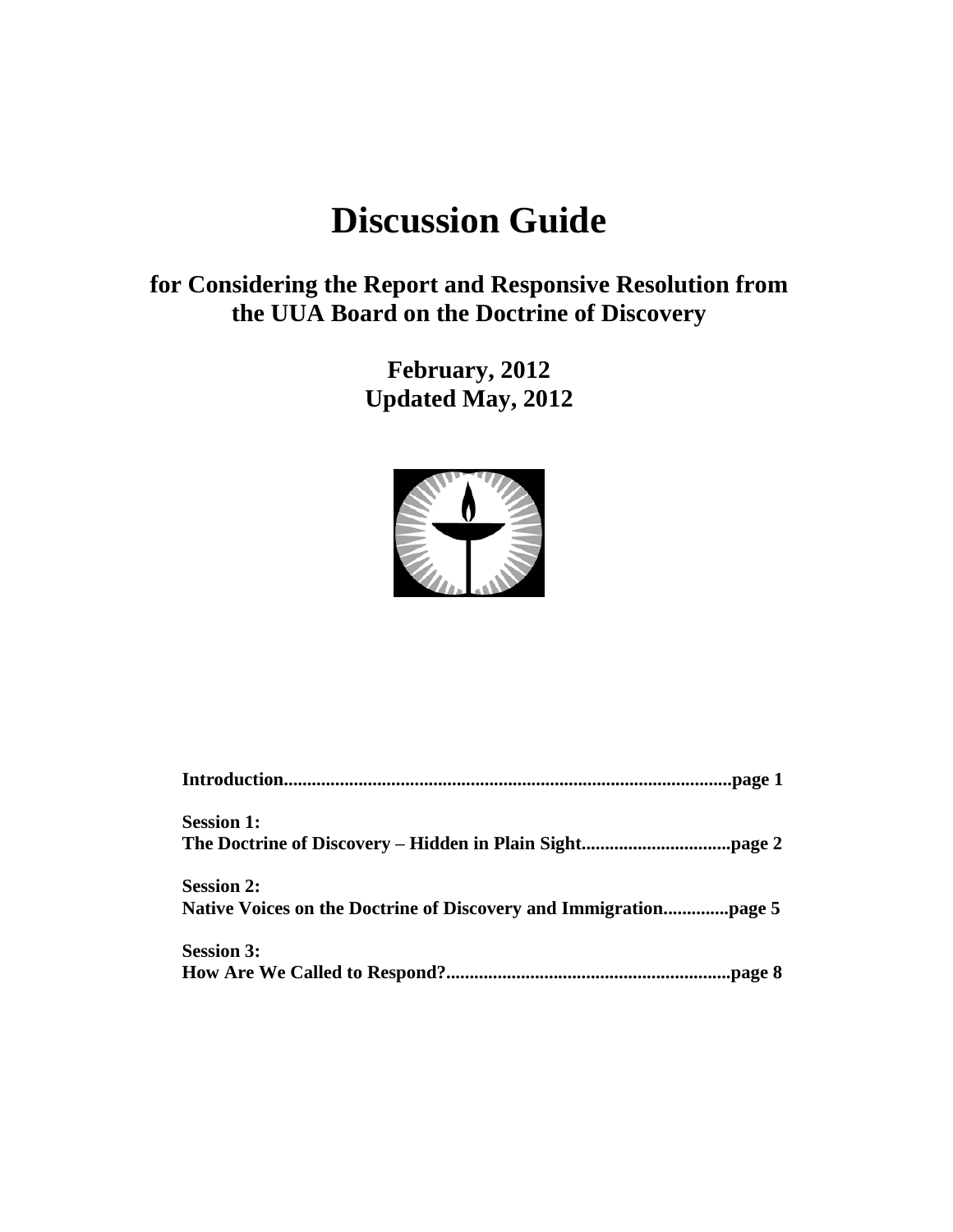# Discussion Guide

## for Considering the Report and Responsive Resolution from the UUA Board on the Doctrine of Discovery

**February, 2012**
**Updated May, 2012**

**Introduction...............................................................................................page 1**

**Session 1:**
**The Doctrine of Discovery – Hidden in Plain Sight................................page 2**

**Session 2:**
**Native Voices on the Doctrine of Discovery and Immigration..............page 5**

**Session 3:**
**How Are We Called to Respond?.............................................................page 8**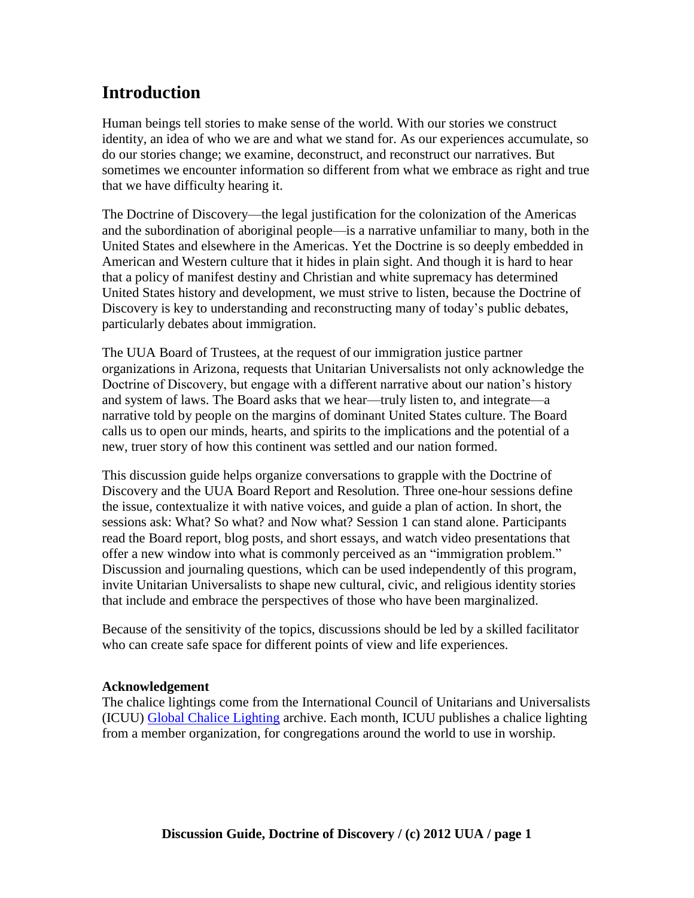# Introduction

Human beings tell stories to make sense of the world. With our stories we construct identity, an idea of who we are and what we stand for. As our experiences accumulate, so do our stories change; we examine, deconstruct, and reconstruct our narratives. But sometimes we encounter information so different from what we embrace as right and true that we have difficulty hearing it.

The Doctrine of Discovery—the legal justification for the colonization of the Americas and the subordination of aboriginal people—is a narrative unfamiliar to many, both in the United States and elsewhere in the Americas. Yet the Doctrine is so deeply embedded in American and Western culture that it hides in plain sight. And though it is hard to hear that a policy of manifest destiny and Christian and white supremacy has determined United States history and development, we must strive to listen, because the Doctrine of Discovery is key to understanding and reconstructing many of today's public debates, particularly debates about immigration.

The UUA Board of Trustees, at the request of our immigration justice partner organizations in Arizona, requests that Unitarian Universalists not only acknowledge the Doctrine of Discovery, but engage with a different narrative about our nation's history and system of laws. The Board asks that we hear—truly listen to, and integrate—a narrative told by people on the margins of dominant United States culture. The Board calls us to open our minds, hearts, and spirits to the implications and the potential of a new, truer story of how this continent was settled and our nation formed.

This discussion guide helps organize conversations to grapple with the Doctrine of Discovery and the UUA Board Report and Resolution. Three one-hour sessions define the issue, contextualize it with native voices, and guide a plan of action. In short, the sessions ask: What? So what? and Now what? Session 1 can stand alone. Participants read the Board report, blog posts, and short essays, and watch video presentations that offer a new window into what is commonly perceived as an "immigration problem." Discussion and journaling questions, which can be used independently of this program, invite Unitarian Universalists to shape new cultural, civic, and religious identity stories that include and embrace the perspectives of those who have been marginalized.

Because of the sensitivity of the topics, discussions should be led by a skilled facilitator who can create safe space for different points of view and life experiences.

**Acknowledgement**

The chalice lightings come from the International Council of Unitarians and Universalists (ICUU) Global Chalice Lighting archive. Each month, ICUU publishes a chalice lighting from a member organization, for congregations around the world to use in worship.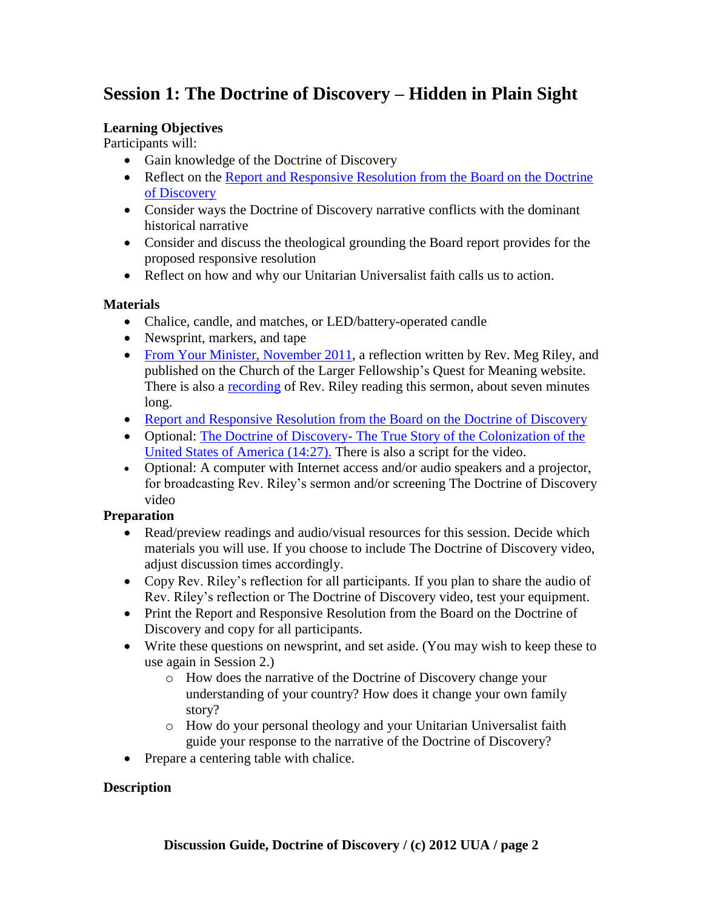## Session 1: The Doctrine of Discovery – Hidden in Plain Sight

**Learning Objectives**

Participants will:

- Gain knowledge of the Doctrine of Discovery
- Reflect on the Report and Responsive Resolution from the Board on the Doctrine of Discovery
- Consider ways the Doctrine of Discovery narrative conflicts with the dominant historical narrative
- Consider and discuss the theological grounding the Board report provides for the proposed responsive resolution
- Reflect on how and why our Unitarian Universalist faith calls us to action.

**Materials**

- Chalice, candle, and matches, or LED/battery-operated candle
- Newsprint, markers, and tape
- From Your Minister, November 2011, a reflection written by Rev. Meg Riley, and published on the Church of the Larger Fellowship's Quest for Meaning website. There is also a recording of Rev. Riley reading this sermon, about seven minutes long.
- Report and Responsive Resolution from the Board on the Doctrine of Discovery
- Optional: The Doctrine of Discovery- The True Story of the Colonization of the United States of America (14:27). There is also a script for the video.
- Optional: A computer with Internet access and/or audio speakers and a projector, for broadcasting Rev. Riley's sermon and/or screening The Doctrine of Discovery video

**Preparation**

- Read/preview readings and audio/visual resources for this session. Decide which materials you will use. If you choose to include The Doctrine of Discovery video, adjust discussion times accordingly.
- Copy Rev. Riley's reflection for all participants. If you plan to share the audio of Rev. Riley's reflection or The Doctrine of Discovery video, test your equipment.
- Print the Report and Responsive Resolution from the Board on the Doctrine of Discovery and copy for all participants.
- Write these questions on newsprint, and set aside. (You may wish to keep these to use again in Session 2.)
  - How does the narrative of the Doctrine of Discovery change your understanding of your country? How does it change your own family story?
  - How do your personal theology and your Unitarian Universalist faith guide your response to the narrative of the Doctrine of Discovery?
- Prepare a centering table with chalice.

**Description**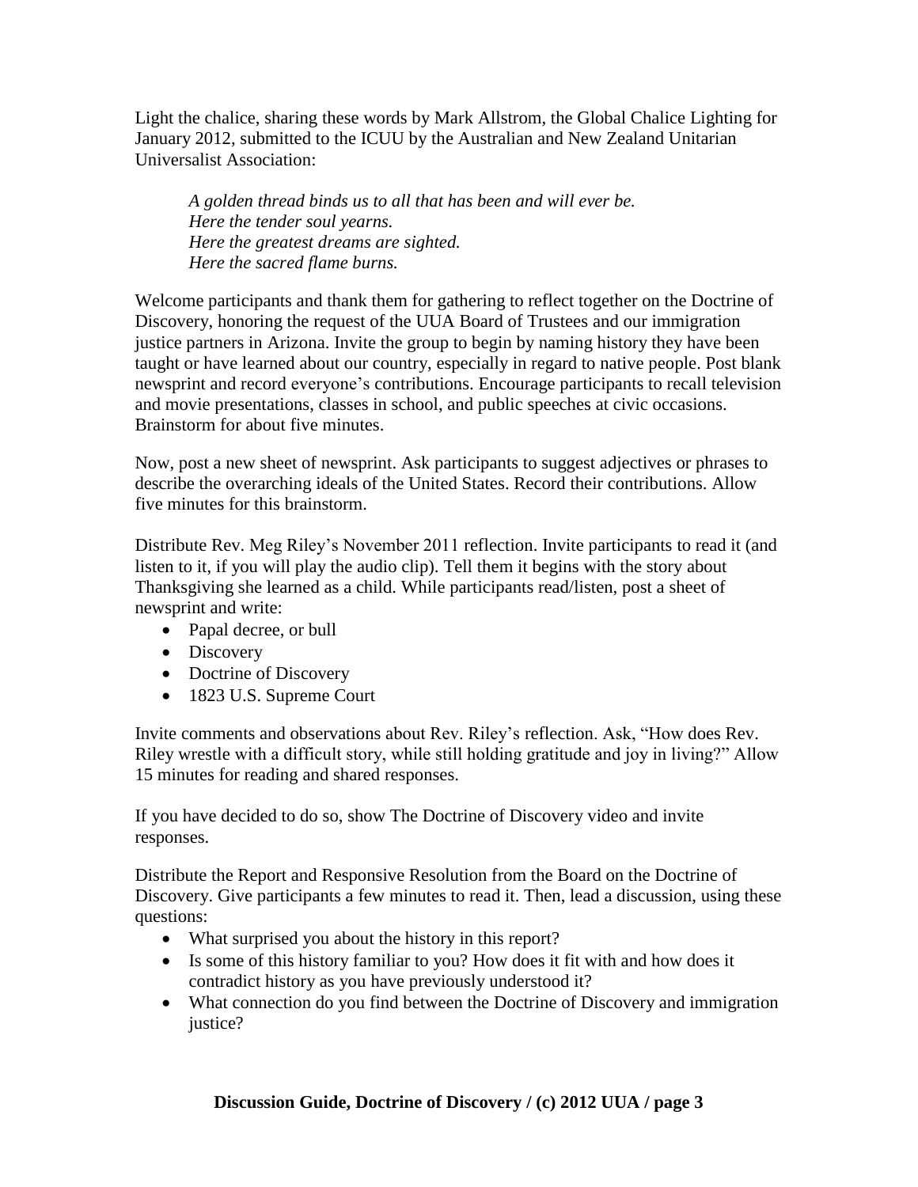Light the chalice, sharing these words by Mark Allstrom, the Global Chalice Lighting for January 2012, submitted to the ICUU by the Australian and New Zealand Unitarian Universalist Association:

> *A golden thread binds us to all that has been and will ever be.*
> *Here the tender soul yearns.*
> *Here the greatest dreams are sighted.*
> *Here the sacred flame burns.*

Welcome participants and thank them for gathering to reflect together on the Doctrine of Discovery, honoring the request of the UUA Board of Trustees and our immigration justice partners in Arizona. Invite the group to begin by naming history they have been taught or have learned about our country, especially in regard to native people. Post blank newsprint and record everyone's contributions. Encourage participants to recall television and movie presentations, classes in school, and public speeches at civic occasions. Brainstorm for about five minutes.

Now, post a new sheet of newsprint. Ask participants to suggest adjectives or phrases to describe the overarching ideals of the United States. Record their contributions. Allow five minutes for this brainstorm.

Distribute Rev. Meg Riley's November 2011 reflection. Invite participants to read it (and listen to it, if you will play the audio clip). Tell them it begins with the story about Thanksgiving she learned as a child. While participants read/listen, post a sheet of newsprint and write:

- Papal decree, or bull
- Discovery
- Doctrine of Discovery
- 1823 U.S. Supreme Court

Invite comments and observations about Rev. Riley's reflection. Ask, "How does Rev. Riley wrestle with a difficult story, while still holding gratitude and joy in living?" Allow 15 minutes for reading and shared responses.

If you have decided to do so, show The Doctrine of Discovery video and invite responses.

Distribute the Report and Responsive Resolution from the Board on the Doctrine of Discovery. Give participants a few minutes to read it. Then, lead a discussion, using these questions:

- What surprised you about the history in this report?
- Is some of this history familiar to you? How does it fit with and how does it contradict history as you have previously understood it?
- What connection do you find between the Doctrine of Discovery and immigration justice?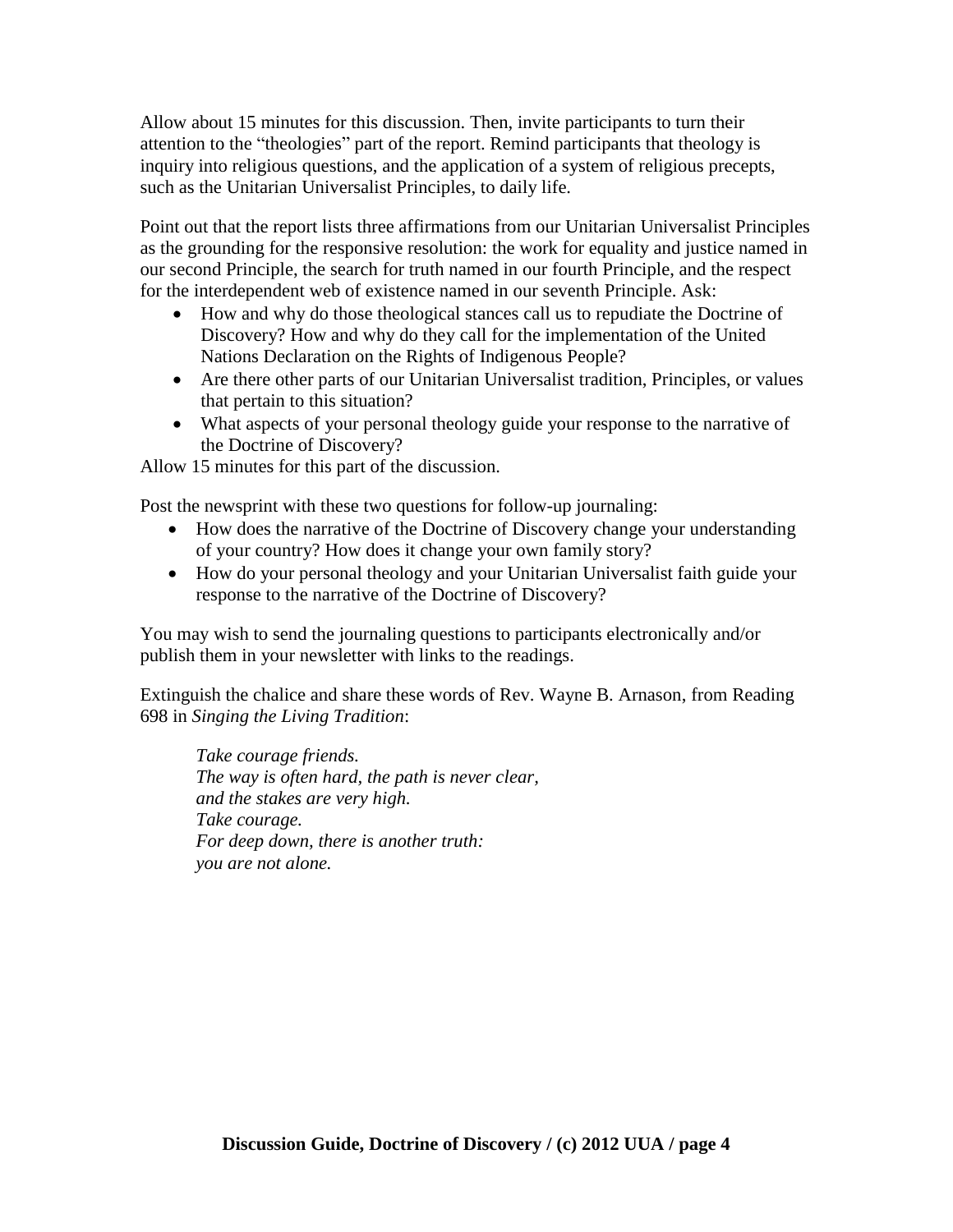Allow about 15 minutes for this discussion. Then, invite participants to turn their attention to the "theologies" part of the report. Remind participants that theology is inquiry into religious questions, and the application of a system of religious precepts, such as the Unitarian Universalist Principles, to daily life.

Point out that the report lists three affirmations from our Unitarian Universalist Principles as the grounding for the responsive resolution: the work for equality and justice named in our second Principle, the search for truth named in our fourth Principle, and the respect for the interdependent web of existence named in our seventh Principle. Ask:

- How and why do those theological stances call us to repudiate the Doctrine of Discovery? How and why do they call for the implementation of the United Nations Declaration on the Rights of Indigenous People?
- Are there other parts of our Unitarian Universalist tradition, Principles, or values that pertain to this situation?
- What aspects of your personal theology guide your response to the narrative of the Doctrine of Discovery?

Allow 15 minutes for this part of the discussion.

Post the newsprint with these two questions for follow-up journaling:

- How does the narrative of the Doctrine of Discovery change your understanding of your country? How does it change your own family story?
- How do your personal theology and your Unitarian Universalist faith guide your response to the narrative of the Doctrine of Discovery?

You may wish to send the journaling questions to participants electronically and/or publish them in your newsletter with links to the readings.

Extinguish the chalice and share these words of Rev. Wayne B. Arnason, from Reading 698 in *Singing the Living Tradition*:

> *Take courage friends.*
> *The way is often hard, the path is never clear,*
> *and the stakes are very high.*
> *Take courage.*
> *For deep down, there is another truth:*
> *you are not alone.*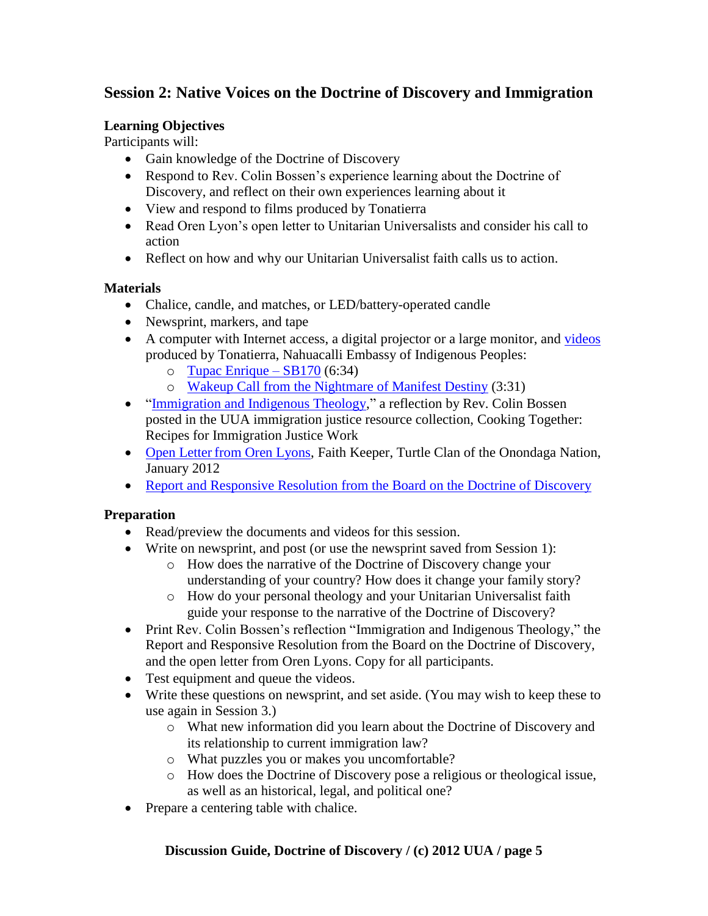## Session 2: Native Voices on the Doctrine of Discovery and Immigration

**Learning Objectives**

Participants will:

- Gain knowledge of the Doctrine of Discovery
- Respond to Rev. Colin Bossen's experience learning about the Doctrine of Discovery, and reflect on their own experiences learning about it
- View and respond to films produced by Tonatierra
- Read Oren Lyon's open letter to Unitarian Universalists and consider his call to action
- Reflect on how and why our Unitarian Universalist faith calls us to action.

**Materials**

- Chalice, candle, and matches, or LED/battery-operated candle
- Newsprint, markers, and tape
- A computer with Internet access, a digital projector or a large monitor, and videos produced by Tonatierra, Nahuacalli Embassy of Indigenous Peoples:
  - Tupac Enrique – SB170 (6:34)
  - Wakeup Call from the Nightmare of Manifest Destiny (3:31)
- "Immigration and Indigenous Theology," a reflection by Rev. Colin Bossen posted in the UUA immigration justice resource collection, Cooking Together: Recipes for Immigration Justice Work
- Open Letter from Oren Lyons, Faith Keeper, Turtle Clan of the Onondaga Nation, January 2012
- Report and Responsive Resolution from the Board on the Doctrine of Discovery

**Preparation**

- Read/preview the documents and videos for this session.
- Write on newsprint, and post (or use the newsprint saved from Session 1):
  - How does the narrative of the Doctrine of Discovery change your understanding of your country? How does it change your family story?
  - How do your personal theology and your Unitarian Universalist faith guide your response to the narrative of the Doctrine of Discovery?
- Print Rev. Colin Bossen's reflection "Immigration and Indigenous Theology," the Report and Responsive Resolution from the Board on the Doctrine of Discovery, and the open letter from Oren Lyons. Copy for all participants.
- Test equipment and queue the videos.
- Write these questions on newsprint, and set aside. (You may wish to keep these to use again in Session 3.)
  - What new information did you learn about the Doctrine of Discovery and its relationship to current immigration law?
  - What puzzles you or makes you uncomfortable?
  - How does the Doctrine of Discovery pose a religious or theological issue, as well as an historical, legal, and political one?
- Prepare a centering table with chalice.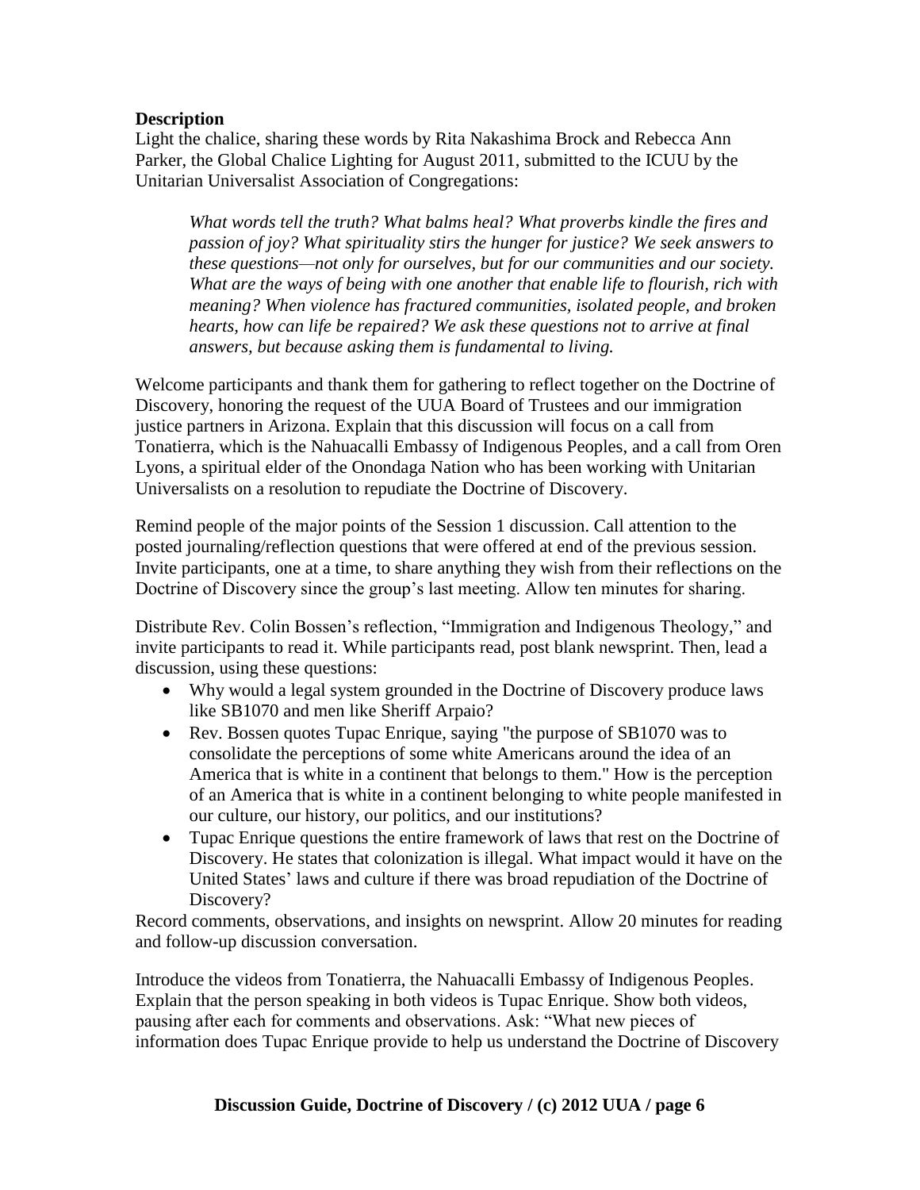**Description**

Light the chalice, sharing these words by Rita Nakashima Brock and Rebecca Ann Parker, the Global Chalice Lighting for August 2011, submitted to the ICUU by the Unitarian Universalist Association of Congregations:

> *What words tell the truth? What balms heal? What proverbs kindle the fires and passion of joy? What spirituality stirs the hunger for justice? We seek answers to these questions—not only for ourselves, but for our communities and our society. What are the ways of being with one another that enable life to flourish, rich with meaning? When violence has fractured communities, isolated people, and broken hearts, how can life be repaired? We ask these questions not to arrive at final answers, but because asking them is fundamental to living.*

Welcome participants and thank them for gathering to reflect together on the Doctrine of Discovery, honoring the request of the UUA Board of Trustees and our immigration justice partners in Arizona. Explain that this discussion will focus on a call from Tonatierra, which is the Nahuacalli Embassy of Indigenous Peoples, and a call from Oren Lyons, a spiritual elder of the Onondaga Nation who has been working with Unitarian Universalists on a resolution to repudiate the Doctrine of Discovery.

Remind people of the major points of the Session 1 discussion. Call attention to the posted journaling/reflection questions that were offered at end of the previous session. Invite participants, one at a time, to share anything they wish from their reflections on the Doctrine of Discovery since the group's last meeting. Allow ten minutes for sharing.

Distribute Rev. Colin Bossen's reflection, "Immigration and Indigenous Theology," and invite participants to read it. While participants read, post blank newsprint. Then, lead a discussion, using these questions:

- Why would a legal system grounded in the Doctrine of Discovery produce laws like SB1070 and men like Sheriff Arpaio?
- Rev. Bossen quotes Tupac Enrique, saying "the purpose of SB1070 was to consolidate the perceptions of some white Americans around the idea of an America that is white in a continent that belongs to them." How is the perception of an America that is white in a continent belonging to white people manifested in our culture, our history, our politics, and our institutions?
- Tupac Enrique questions the entire framework of laws that rest on the Doctrine of Discovery. He states that colonization is illegal. What impact would it have on the United States' laws and culture if there was broad repudiation of the Doctrine of Discovery?

Record comments, observations, and insights on newsprint. Allow 20 minutes for reading and follow-up discussion conversation.

Introduce the videos from Tonatierra, the Nahuacalli Embassy of Indigenous Peoples. Explain that the person speaking in both videos is Tupac Enrique. Show both videos, pausing after each for comments and observations. Ask: "What new pieces of information does Tupac Enrique provide to help us understand the Doctrine of Discovery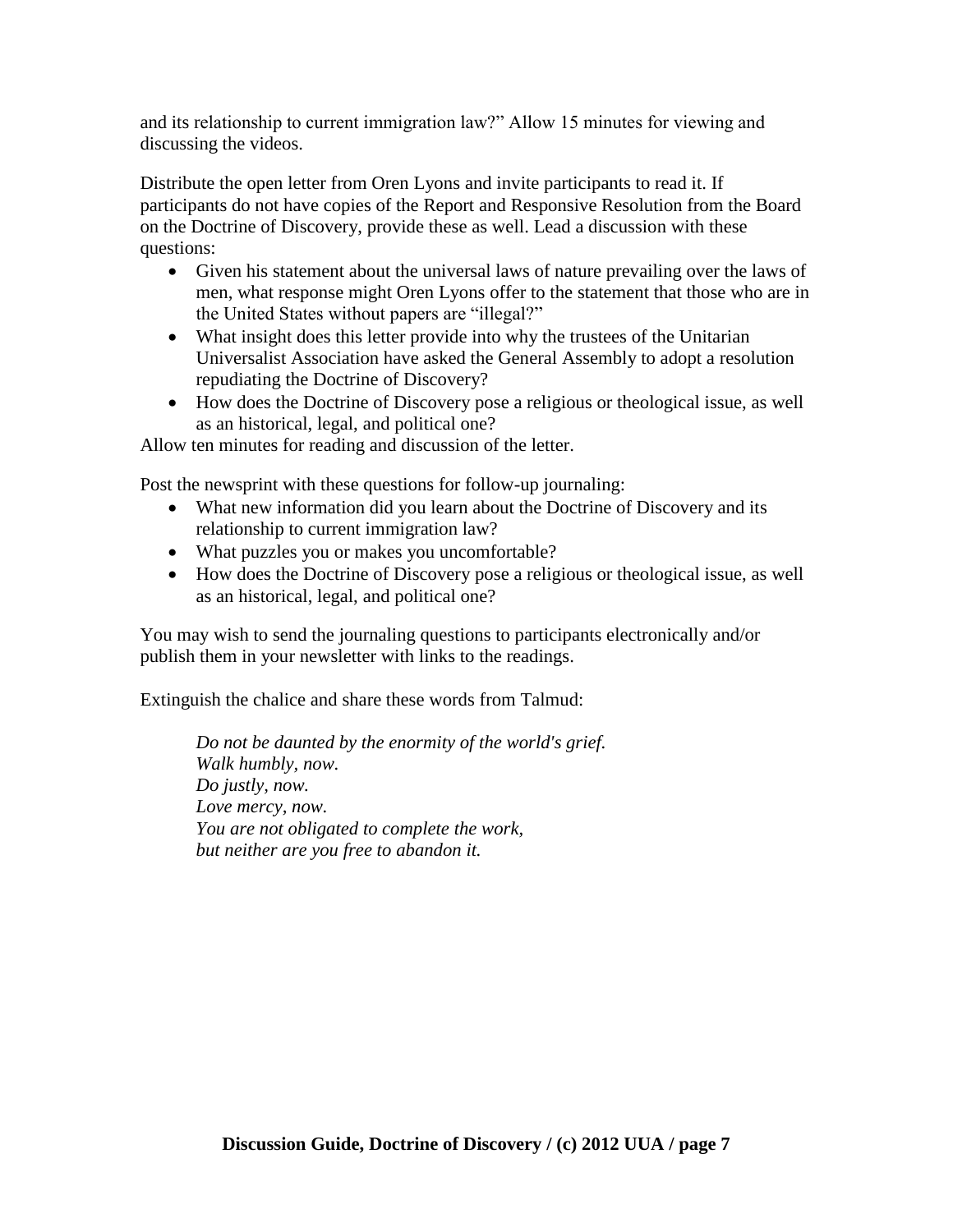and its relationship to current immigration law?" Allow 15 minutes for viewing and discussing the videos.

Distribute the open letter from Oren Lyons and invite participants to read it. If participants do not have copies of the Report and Responsive Resolution from the Board on the Doctrine of Discovery, provide these as well. Lead a discussion with these questions:

- Given his statement about the universal laws of nature prevailing over the laws of men, what response might Oren Lyons offer to the statement that those who are in the United States without papers are "illegal?"
- What insight does this letter provide into why the trustees of the Unitarian Universalist Association have asked the General Assembly to adopt a resolution repudiating the Doctrine of Discovery?
- How does the Doctrine of Discovery pose a religious or theological issue, as well as an historical, legal, and political one?

Allow ten minutes for reading and discussion of the letter.

Post the newsprint with these questions for follow-up journaling:

- What new information did you learn about the Doctrine of Discovery and its relationship to current immigration law?
- What puzzles you or makes you uncomfortable?
- How does the Doctrine of Discovery pose a religious or theological issue, as well as an historical, legal, and political one?

You may wish to send the journaling questions to participants electronically and/or publish them in your newsletter with links to the readings.

Extinguish the chalice and share these words from Talmud:

> *Do not be daunted by the enormity of the world's grief.*
> *Walk humbly, now.*
> *Do justly, now.*
> *Love mercy, now.*
> *You are not obligated to complete the work,*
> *but neither are you free to abandon it.*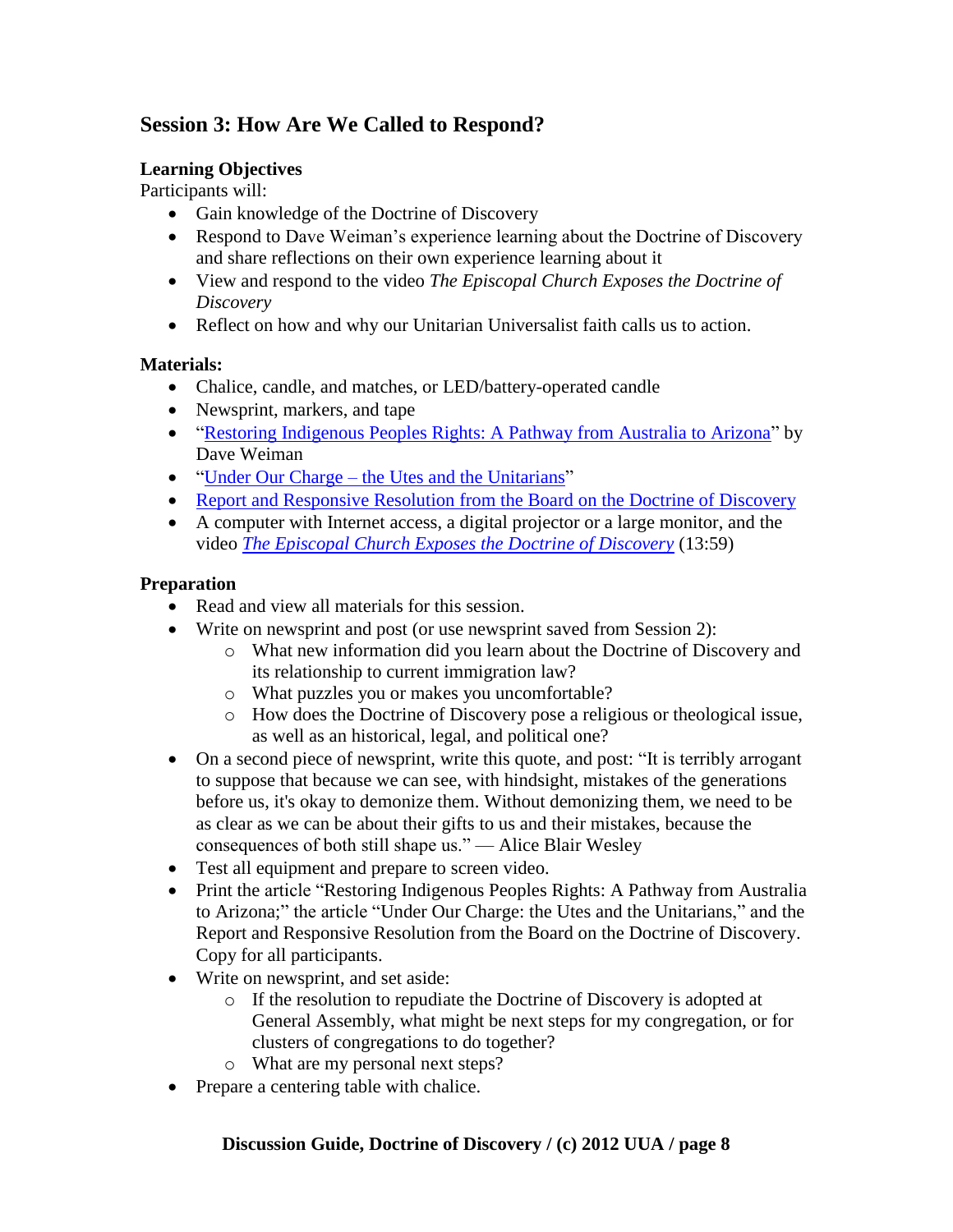## Session 3: How Are We Called to Respond?

**Learning Objectives**
Participants will:

- Gain knowledge of the Doctrine of Discovery
- Respond to Dave Weiman's experience learning about the Doctrine of Discovery and share reflections on their own experience learning about it
- View and respond to the video *The Episcopal Church Exposes the Doctrine of Discovery*
- Reflect on how and why our Unitarian Universalist faith calls us to action.

**Materials:**

- Chalice, candle, and matches, or LED/battery-operated candle
- Newsprint, markers, and tape
- "Restoring Indigenous Peoples Rights: A Pathway from Australia to Arizona" by Dave Weiman
- "Under Our Charge – the Utes and the Unitarians"
- Report and Responsive Resolution from the Board on the Doctrine of Discovery
- A computer with Internet access, a digital projector or a large monitor, and the video *The Episcopal Church Exposes the Doctrine of Discovery* (13:59)

**Preparation**

- Read and view all materials for this session.
- Write on newsprint and post (or use newsprint saved from Session 2):
  - What new information did you learn about the Doctrine of Discovery and its relationship to current immigration law?
  - What puzzles you or makes you uncomfortable?
  - How does the Doctrine of Discovery pose a religious or theological issue, as well as an historical, legal, and political one?
- On a second piece of newsprint, write this quote, and post: "It is terribly arrogant to suppose that because we can see, with hindsight, mistakes of the generations before us, it's okay to demonize them. Without demonizing them, we need to be as clear as we can be about their gifts to us and their mistakes, because the consequences of both still shape us." — Alice Blair Wesley
- Test all equipment and prepare to screen video.
- Print the article "Restoring Indigenous Peoples Rights: A Pathway from Australia to Arizona;" the article "Under Our Charge: the Utes and the Unitarians," and the Report and Responsive Resolution from the Board on the Doctrine of Discovery. Copy for all participants.
- Write on newsprint, and set aside:
  - If the resolution to repudiate the Doctrine of Discovery is adopted at General Assembly, what might be next steps for my congregation, or for clusters of congregations to do together?
  - What are my personal next steps?
- Prepare a centering table with chalice.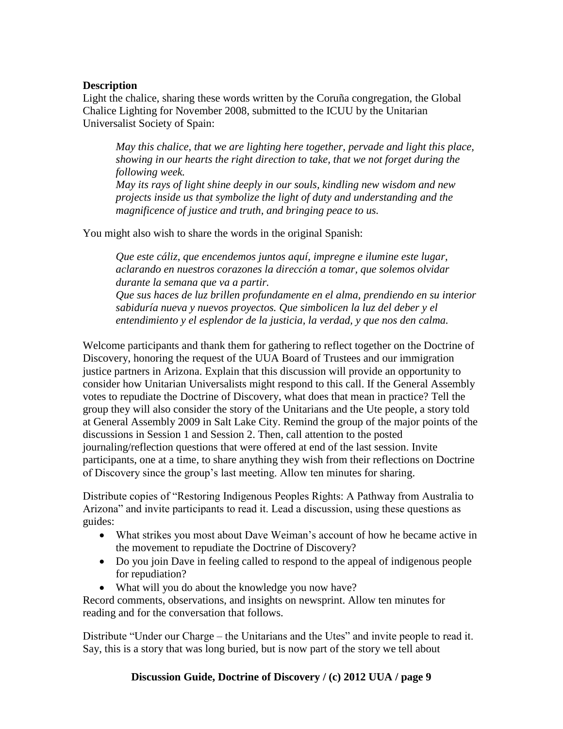**Description**

Light the chalice, sharing these words written by the Coruña congregation, the Global Chalice Lighting for November 2008, submitted to the ICUU by the Unitarian Universalist Society of Spain:

> *May this chalice, that we are lighting here together, pervade and light this place, showing in our hearts the right direction to take, that we not forget during the following week.*
> *May its rays of light shine deeply in our souls, kindling new wisdom and new projects inside us that symbolize the light of duty and understanding and the magnificence of justice and truth, and bringing peace to us.*

You might also wish to share the words in the original Spanish:

> *Que este cáliz, que encendemos juntos aquí, impregne e ilumine este lugar, aclarando en nuestros corazones la dirección a tomar, que solemos olvidar durante la semana que va a partir.*
> *Que sus haces de luz brillen profundamente en el alma, prendiendo en su interior sabiduría nueva y nuevos proyectos. Que simbolicen la luz del deber y el entendimiento y el esplendor de la justicia, la verdad, y que nos den calma.*

Welcome participants and thank them for gathering to reflect together on the Doctrine of Discovery, honoring the request of the UUA Board of Trustees and our immigration justice partners in Arizona. Explain that this discussion will provide an opportunity to consider how Unitarian Universalists might respond to this call. If the General Assembly votes to repudiate the Doctrine of Discovery, what does that mean in practice? Tell the group they will also consider the story of the Unitarians and the Ute people, a story told at General Assembly 2009 in Salt Lake City. Remind the group of the major points of the discussions in Session 1 and Session 2. Then, call attention to the posted journaling/reflection questions that were offered at end of the last session. Invite participants, one at a time, to share anything they wish from their reflections on Doctrine of Discovery since the group's last meeting. Allow ten minutes for sharing.

Distribute copies of "Restoring Indigenous Peoples Rights: A Pathway from Australia to Arizona" and invite participants to read it. Lead a discussion, using these questions as guides:

- What strikes you most about Dave Weiman's account of how he became active in the movement to repudiate the Doctrine of Discovery?
- Do you join Dave in feeling called to respond to the appeal of indigenous people for repudiation?
- What will you do about the knowledge you now have?

Record comments, observations, and insights on newsprint. Allow ten minutes for reading and for the conversation that follows.

Distribute "Under our Charge – the Unitarians and the Utes" and invite people to read it. Say, this is a story that was long buried, but is now part of the story we tell about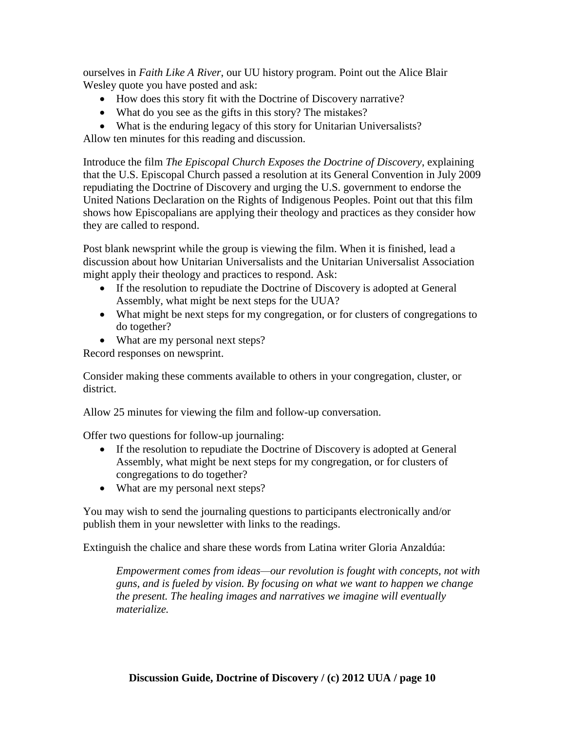ourselves in *Faith Like A River*, our UU history program. Point out the Alice Blair Wesley quote you have posted and ask:

- How does this story fit with the Doctrine of Discovery narrative?
- What do you see as the gifts in this story? The mistakes?
- What is the enduring legacy of this story for Unitarian Universalists?

Allow ten minutes for this reading and discussion.

Introduce the film *The Episcopal Church Exposes the Doctrine of Discovery*, explaining that the U.S. Episcopal Church passed a resolution at its General Convention in July 2009 repudiating the Doctrine of Discovery and urging the U.S. government to endorse the United Nations Declaration on the Rights of Indigenous Peoples. Point out that this film shows how Episcopalians are applying their theology and practices as they consider how they are called to respond.

Post blank newsprint while the group is viewing the film. When it is finished, lead a discussion about how Unitarian Universalists and the Unitarian Universalist Association might apply their theology and practices to respond. Ask:

- If the resolution to repudiate the Doctrine of Discovery is adopted at General Assembly, what might be next steps for the UUA?
- What might be next steps for my congregation, or for clusters of congregations to do together?
- What are my personal next steps?

Record responses on newsprint.

Consider making these comments available to others in your congregation, cluster, or district.

Allow 25 minutes for viewing the film and follow-up conversation.

Offer two questions for follow-up journaling:

- If the resolution to repudiate the Doctrine of Discovery is adopted at General Assembly, what might be next steps for my congregation, or for clusters of congregations to do together?
- What are my personal next steps?

You may wish to send the journaling questions to participants electronically and/or publish them in your newsletter with links to the readings.

Extinguish the chalice and share these words from Latina writer Gloria Anzaldúa:

> *Empowerment comes from ideas—our revolution is fought with concepts, not with guns, and is fueled by vision. By focusing on what we want to happen we change the present. The healing images and narratives we imagine will eventually materialize.*